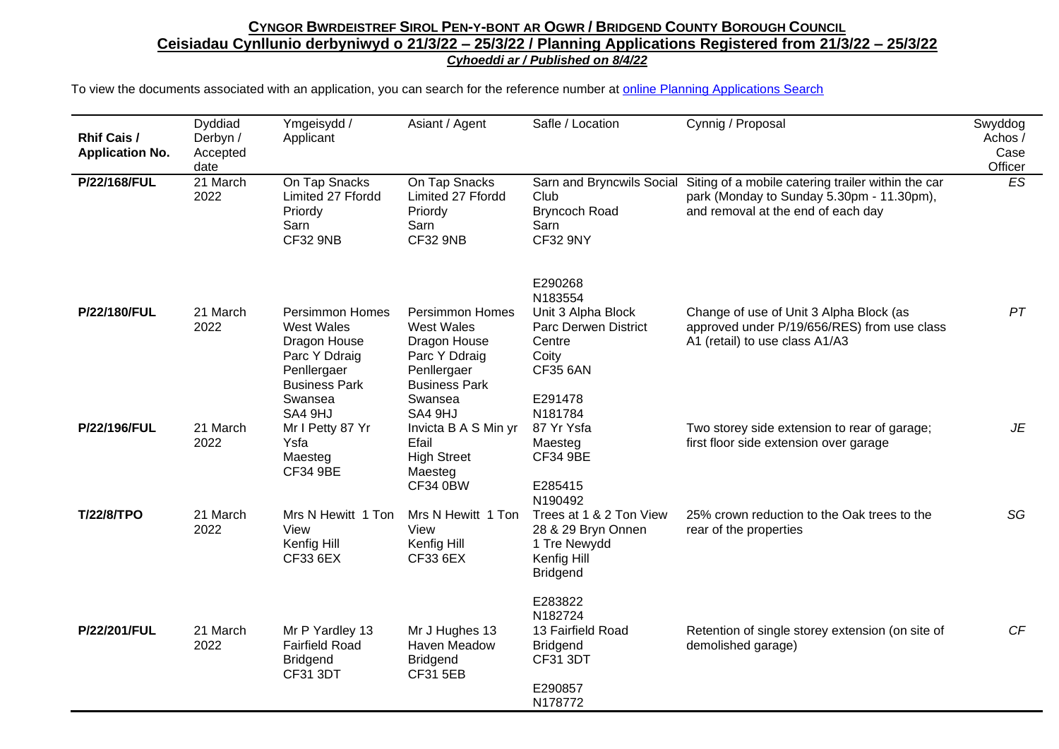**CYNGOR BWRDEISTREF SIROL PEN-Y-BONT AR OGWR / BRIDGEND COUNTY BOROUGH COUNCIL**

**Ceisiadau Cynllunio derbyniwyd o 21/3/22 – 25/3/22 / Planning Applications Registered from 21/3/22 – 25/3/22**

***Cyhoeddi ar / Published on 8/4/22***

To view the documents associated with an application, you can search for the reference number at online Planning Applications Search

| Rhif Cais / Application No. | Dyddiad Derbyn / Accepted date | Ymgeisydd / Applicant | Asiant / Agent | Safle / Location | Cynnig / Proposal | Swyddog Achos / Case Officer |
|---|---|---|---|---|---|---|
| **P/22/168/FUL** | 21 March 2022 | On Tap Snacks Limited 27 Ffordd Priordy Sarn CF32 9NB | On Tap Snacks Limited 27 Ffordd Priordy Sarn CF32 9NB | Sarn and Bryncwils Social Club Bryncoch Road Sarn CF32 9NY E290268 N183554 | Siting of a mobile catering trailer within the car park (Monday to Sunday 5.30pm - 11.30pm), and removal at the end of each day | *ES* |
| **P/22/180/FUL** | 21 March 2022 | Persimmon Homes West Wales Dragon House Parc Y Ddraig Penllergaer Business Park Swansea SA4 9HJ | Persimmon Homes West Wales Dragon House Parc Y Ddraig Penllergaer Business Park Swansea SA4 9HJ | Unit 3 Alpha Block Parc Derwen District Centre Coity CF35 6AN E291478 N181784 | Change of use of Unit 3 Alpha Block (as approved under P/19/656/RES) from use class A1 (retail) to use class A1/A3 | *PT* |
| **P/22/196/FUL** | 21 March 2022 | Mr I Petty 87 Yr Ysfa Maesteg CF34 9BE | Invicta B A S Min yr Efail High Street Maesteg CF34 0BW | 87 Yr Ysfa Maesteg CF34 9BE E285415 N190492 | Two storey side extension to rear of garage; first floor side extension over garage | *JE* |
| **T/22/8/TPO** | 21 March 2022 | Mrs N Hewitt 1 Ton View Kenfig Hill CF33 6EX | Mrs N Hewitt 1 Ton View Kenfig Hill CF33 6EX | Trees at 1 & 2 Ton View 28 & 29 Bryn Onnen 1 Tre Newydd Kenfig Hill Bridgend E283822 N182724 | 25% crown reduction to the Oak trees to the rear of the properties | *SG* |
| **P/22/201/FUL** | 21 March 2022 | Mr P Yardley 13 Fairfield Road Bridgend CF31 3DT | Mr J Hughes 13 Haven Meadow Bridgend CF31 5EB | 13 Fairfield Road Bridgend CF31 3DT E290857 N178772 | Retention of single storey extension (on site of demolished garage) | *CF* |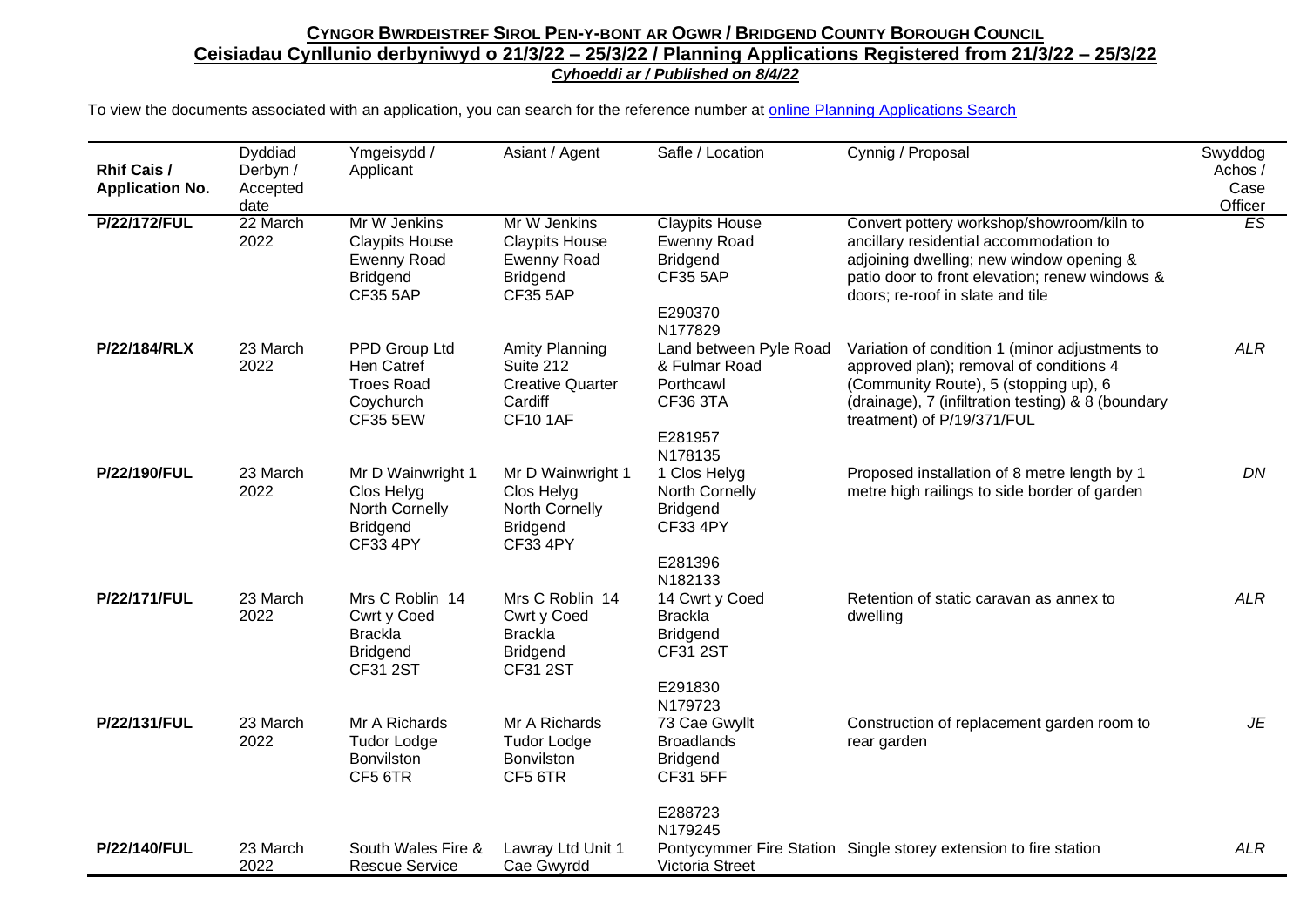**CYNGOR BWRDEISTREF SIROL PEN-Y-BONT AR OGWR / BRIDGEND COUNTY BOROUGH COUNCIL**

**Ceisiadau Cynllunio derbyniwyd o 21/3/22 – 25/3/22 / Planning Applications Registered from 21/3/22 – 25/3/22**

***Cyhoeddi ar / Published on 8/4/22***

To view the documents associated with an application, you can search for the reference number at [online Planning Applications Search]

| Rhif Cais / Application No. | Dyddiad Derbyn / Accepted date | Ymgeisydd / Applicant | Asiant / Agent | Safle / Location | Cynnig / Proposal | Swyddog Achos / Case Officer |
|---|---|---|---|---|---|---|
| P/22/172/FUL | 22 March 2022 | Mr W Jenkins Claypits House Ewenny Road Bridgend CF35 5AP | Mr W Jenkins Claypits House Ewenny Road Bridgend CF35 5AP | Claypits House Ewenny Road Bridgend CF35 5AP E290370 N177829 | Convert pottery workshop/showroom/kiln to ancillary residential accommodation to adjoining dwelling; new window opening & patio door to front elevation; renew windows & doors; re-roof in slate and tile | ES |
| P/22/184/RLX | 23 March 2022 | PPD Group Ltd Hen Catref Troes Road Coychurch CF35 5EW | Amity Planning Suite 212 Creative Quarter Cardiff CF10 1AF | Land between Pyle Road & Fulmar Road Porthcawl CF36 3TA E281957 N178135 | Variation of condition 1 (minor adjustments to approved plan); removal of conditions 4 (Community Route), 5 (stopping up), 6 (drainage), 7 (infiltration testing) & 8 (boundary treatment) of P/19/371/FUL | ALR |
| P/22/190/FUL | 23 March 2022 | Mr D Wainwright 1 Clos Helyg North Cornelly Bridgend CF33 4PY | Mr D Wainwright 1 Clos Helyg North Cornelly Bridgend CF33 4PY | 1 Clos Helyg North Cornelly Bridgend CF33 4PY E281396 N182133 | Proposed installation of 8 metre length by 1 metre high railings to side border of garden | DN |
| P/22/171/FUL | 23 March 2022 | Mrs C Roblin 14 Cwrt y Coed Brackla Bridgend CF31 2ST | Mrs C Roblin 14 Cwrt y Coed Brackla Bridgend CF31 2ST | 14 Cwrt y Coed Brackla Bridgend CF31 2ST E291830 N179723 | Retention of static caravan as annex to dwelling | ALR |
| P/22/131/FUL | 23 March 2022 | Mr A Richards Tudor Lodge Bonvilston CF5 6TR | Mr A Richards Tudor Lodge Bonvilston CF5 6TR | 73 Cae Gwyllt Broadlands Bridgend CF31 5FF E288723 N179245 | Construction of replacement garden room to rear garden | JE |
| P/22/140/FUL | 23 March 2022 | South Wales Fire & Rescue Service | Lawray Ltd Unit 1 Cae Gwyrdd | Pontycymmer Fire Station Victoria Street | Single storey extension to fire station | ALR |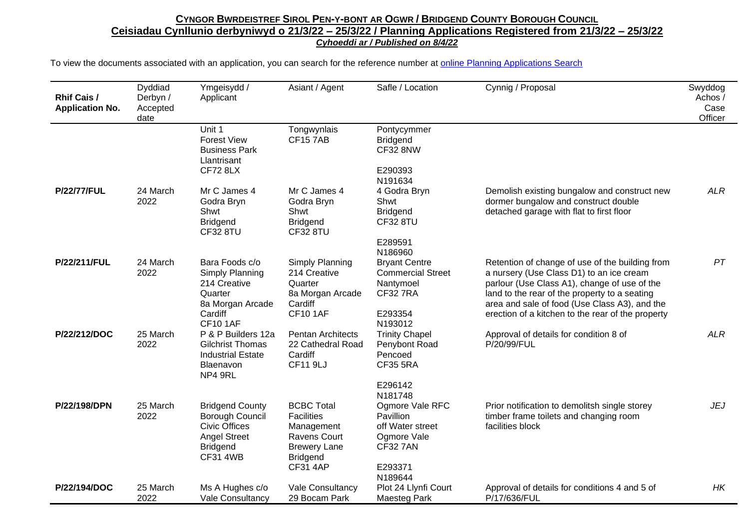# **Cyngor Bwrdeistref Sirol Pen-y-bont ar Ogwr / Bridgend County Borough Council**

## **Ceisiadau Cynllunio derbyniwyd o 21/3/22 – 25/3/22 / Planning Applications Registered from 21/3/22 – 25/3/22**

***Cyhoeddi ar / Published on 8/4/22***

To view the documents associated with an application, you can search for the reference number at [online Planning Applications Search]

| Rhif Cais / Application No. | Dyddiad Derbyn / Accepted date | Ymgeisydd / Applicant | Asiant / Agent | Safle / Location | Cynnig / Proposal | Swyddog Achos / Case Officer |
|---|---|---|---|---|---|---|
| | | Unit 1 Forest View Business Park Llantrisant CF72 8LX | Tongwynlais CF15 7AB | Pontycymmer Bridgend CF32 8NW E290393 N191634 | | |
| **P/22/77/FUL** | 24 March 2022 | Mr C James 4 Godra Bryn Shwt Bridgend CF32 8TU | Mr C James 4 Godra Bryn Shwt Bridgend CF32 8TU | 4 Godra Bryn Shwt Bridgend CF32 8TU E289591 N186960 | Demolish existing bungalow and construct new dormer bungalow and construct double detached garage with flat to first floor | *ALR* |
| **P/22/211/FUL** | 24 March 2022 | Bara Foods c/o Simply Planning 214 Creative Quarter 8a Morgan Arcade Cardiff CF10 1AF | Simply Planning 214 Creative Quarter 8a Morgan Arcade Cardiff CF10 1AF | Bryant Centre Commercial Street Nantymoel CF32 7RA E293354 N193012 | Retention of change of use of the building from a nursery (Use Class D1) to an ice cream parlour (Use Class A1), change of use of the land to the rear of the property to a seating area and sale of food (Use Class A3), and the erection of a kitchen to the rear of the property | *PT* |
| **P/22/212/DOC** | 25 March 2022 | P & P Builders 12a Gilchrist Thomas Industrial Estate Blaenavon NP4 9RL | Pentan Architects 22 Cathedral Road Cardiff CF11 9LJ | Trinity Chapel Penybont Road Pencoed CF35 5RA E296142 N181748 | Approval of details for condition 8 of P/20/99/FUL | *ALR* |
| **P/22/198/DPN** | 25 March 2022 | Bridgend County Borough Council Civic Offices Angel Street Bridgend CF31 4WB | BCBC Total Facilities Management Ravens Court Brewery Lane Bridgend CF31 4AP | Ogmore Vale RFC Pavillion off Water street Ogmore Vale CF32 7AN E293371 N189644 | Prior notification to demolitsh single storey timber frame toilets and changing room facilities block | *JEJ* |
| **P/22/194/DOC** | 25 March 2022 | Ms A Hughes c/o Vale Consultancy | Vale Consultancy 29 Bocam Park | Plot 24 Llynfi Court Maesteg Park | Approval of details for conditions 4 and 5 of P/17/636/FUL | *HK* |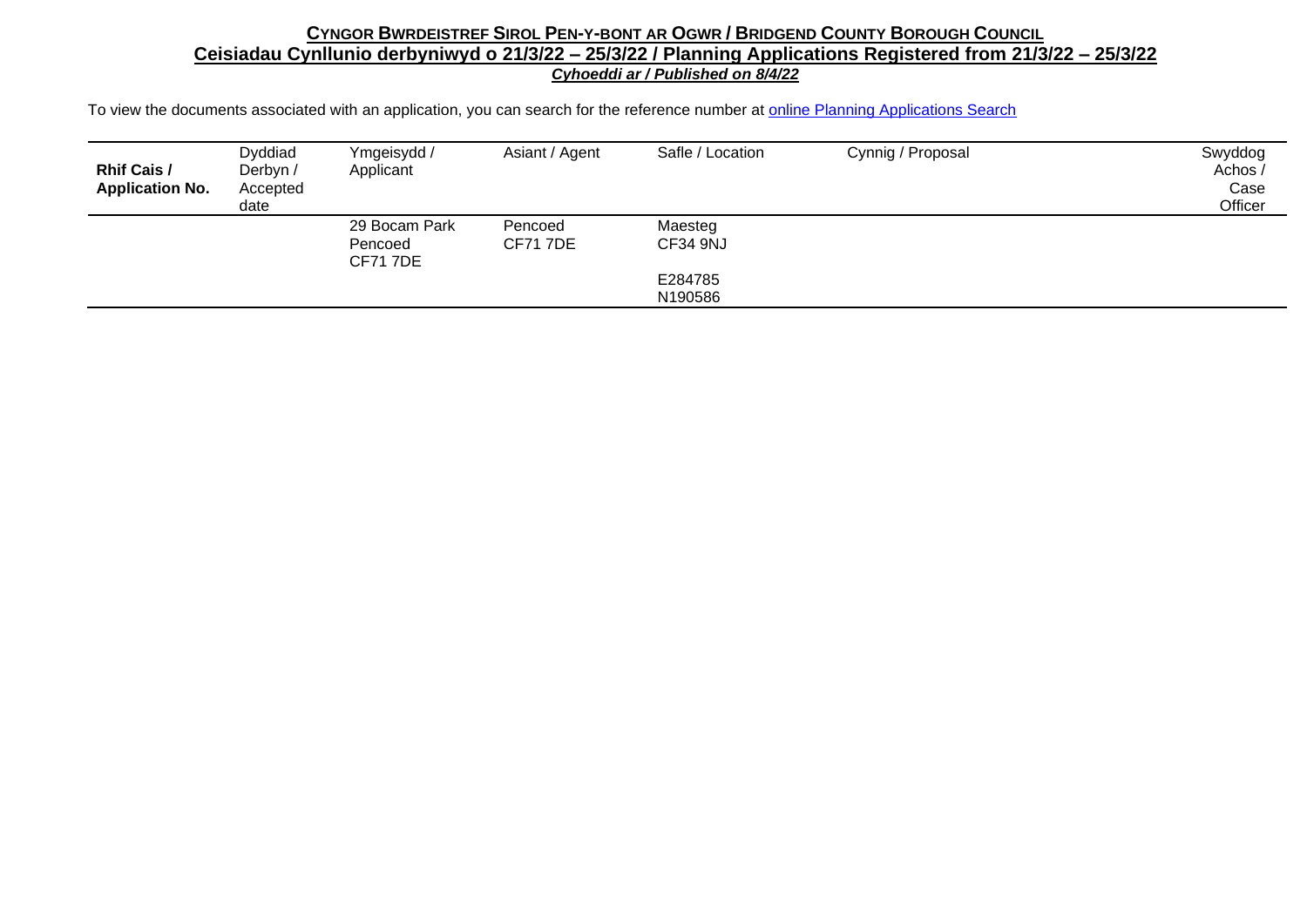**CYNGOR BWRDEISTREF SIROL PEN-Y-BONT AR OGWR / BRIDGEND COUNTY BOROUGH COUNCIL**

**Ceisiadau Cynllunio derbyniwyd o 21/3/22 – 25/3/22 / Planning Applications Registered from 21/3/22 – 25/3/22**

***Cyhoeddi ar / Published on 8/4/22***

To view the documents associated with an application, you can search for the reference number at online Planning Applications Search

| **Rhif Cais / Application No.** | Dyddiad Derbyn / Accepted date | Ymgeisydd / Applicant | Asiant / Agent | Safle / Location | Cynnig / Proposal | Swyddog Achos / Case Officer |
|---|---|---|---|---|---|---|
| | | 29 Bocam Park<br>Pencoed<br>CF71 7DE | Pencoed<br>CF71 7DE | Maesteg<br>CF34 9NJ<br><br>E284785<br>N190586 | | |